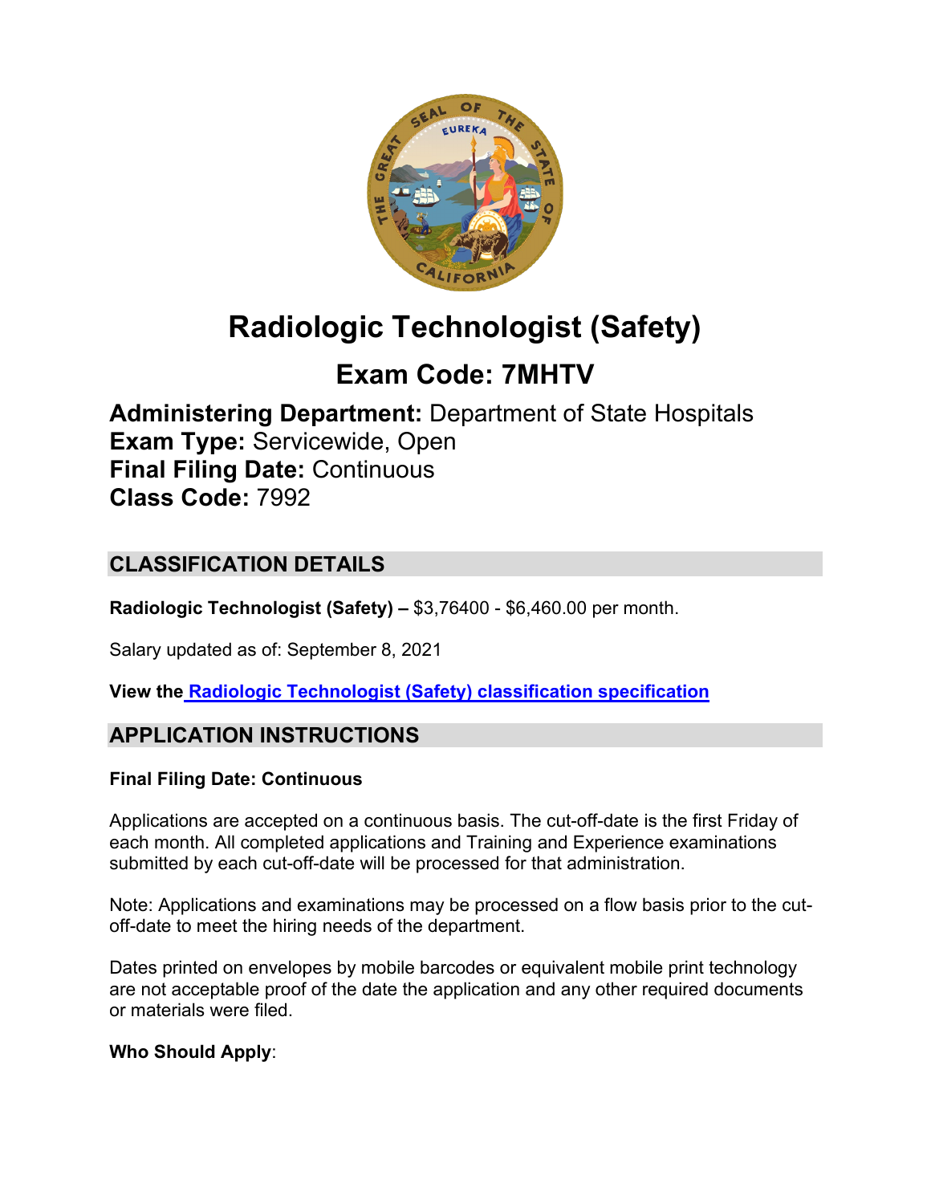# Radiologic Technologist (Safety)

## Exam Code: 7MHTV

**Administering Department:** Department of State Hospitals
**Exam Type:** Servicewide, Open
**Final Filing Date:** Continuous
**Class Code:** 7992

## CLASSIFICATION DETAILS

**Radiologic Technologist (Safety) –** $3,76400 - $6,460.00 per month.

Salary updated as of: September 8, 2021

**View the Radiologic Technologist (Safety) classification specification**

## APPLICATION INSTRUCTIONS

**Final Filing Date: Continuous**

Applications are accepted on a continuous basis. The cut-off-date is the first Friday of each month. All completed applications and Training and Experience examinations submitted by each cut-off-date will be processed for that administration.

Note: Applications and examinations may be processed on a flow basis prior to the cut-off-date to meet the hiring needs of the department.

Dates printed on envelopes by mobile barcodes or equivalent mobile print technology are not acceptable proof of the date the application and any other required documents or materials were filed.

**Who Should Apply**: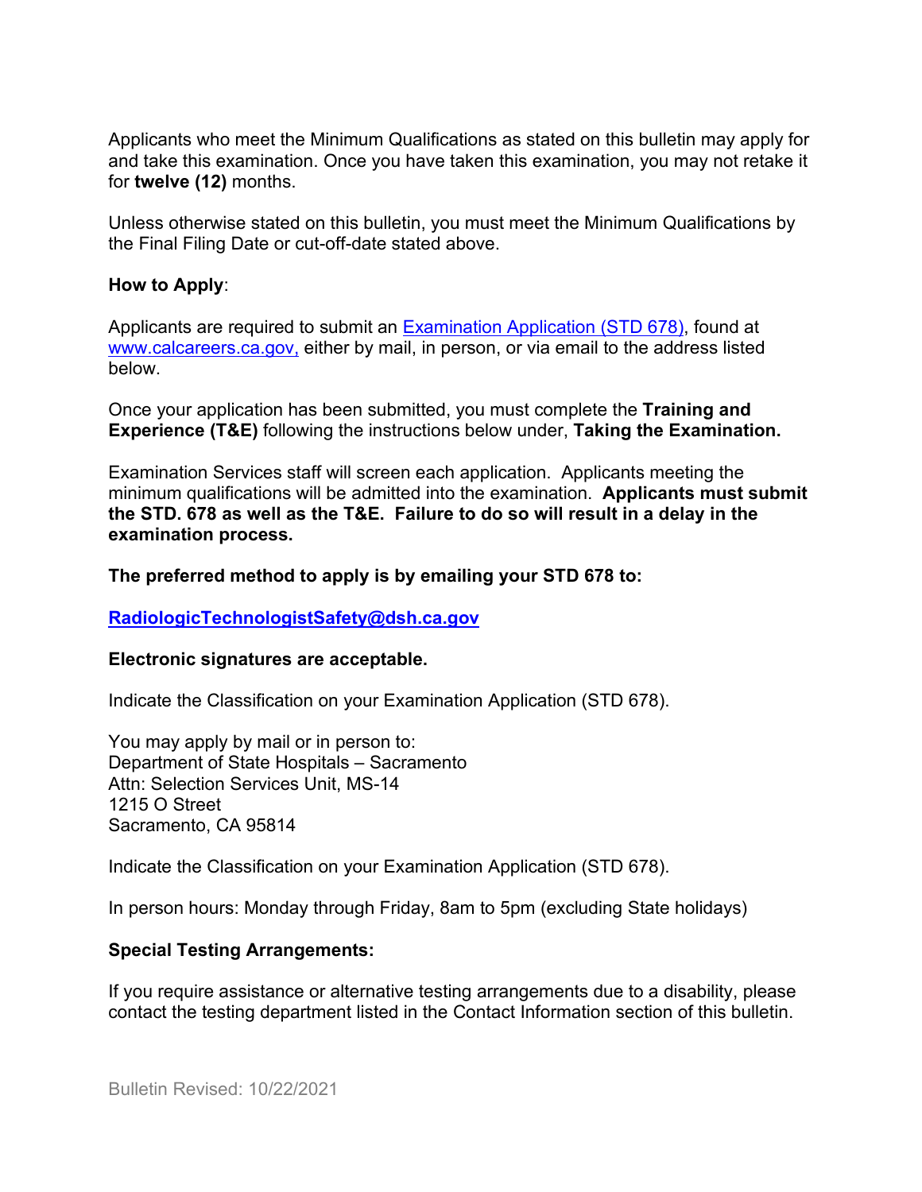Applicants who meet the Minimum Qualifications as stated on this bulletin may apply for and take this examination. Once you have taken this examination, you may not retake it for **twelve (12)** months.

Unless otherwise stated on this bulletin, you must meet the Minimum Qualifications by the Final Filing Date or cut-off-date stated above.

**How to Apply**:

Applicants are required to submit an [Examination Application (STD 678)](), found at [www.calcareers.ca.gov,]() either by mail, in person, or via email to the address listed below.

Once your application has been submitted, you must complete the **Training and Experience (T&E)** following the instructions below under, **Taking the Examination.**

Examination Services staff will screen each application. Applicants meeting the minimum qualifications will be admitted into the examination. **Applicants must submit the STD. 678 as well as the T&E. Failure to do so will result in a delay in the examination process.**

**The preferred method to apply is by emailing your STD 678 to:**

**[RadiologicTechnologistSafety@dsh.ca.gov]()**

**Electronic signatures are acceptable.**

Indicate the Classification on your Examination Application (STD 678).

You may apply by mail or in person to:
Department of State Hospitals – Sacramento
Attn: Selection Services Unit, MS-14
1215 O Street
Sacramento, CA 95814

Indicate the Classification on your Examination Application (STD 678).

In person hours: Monday through Friday, 8am to 5pm (excluding State holidays)

**Special Testing Arrangements:**

If you require assistance or alternative testing arrangements due to a disability, please contact the testing department listed in the Contact Information section of this bulletin.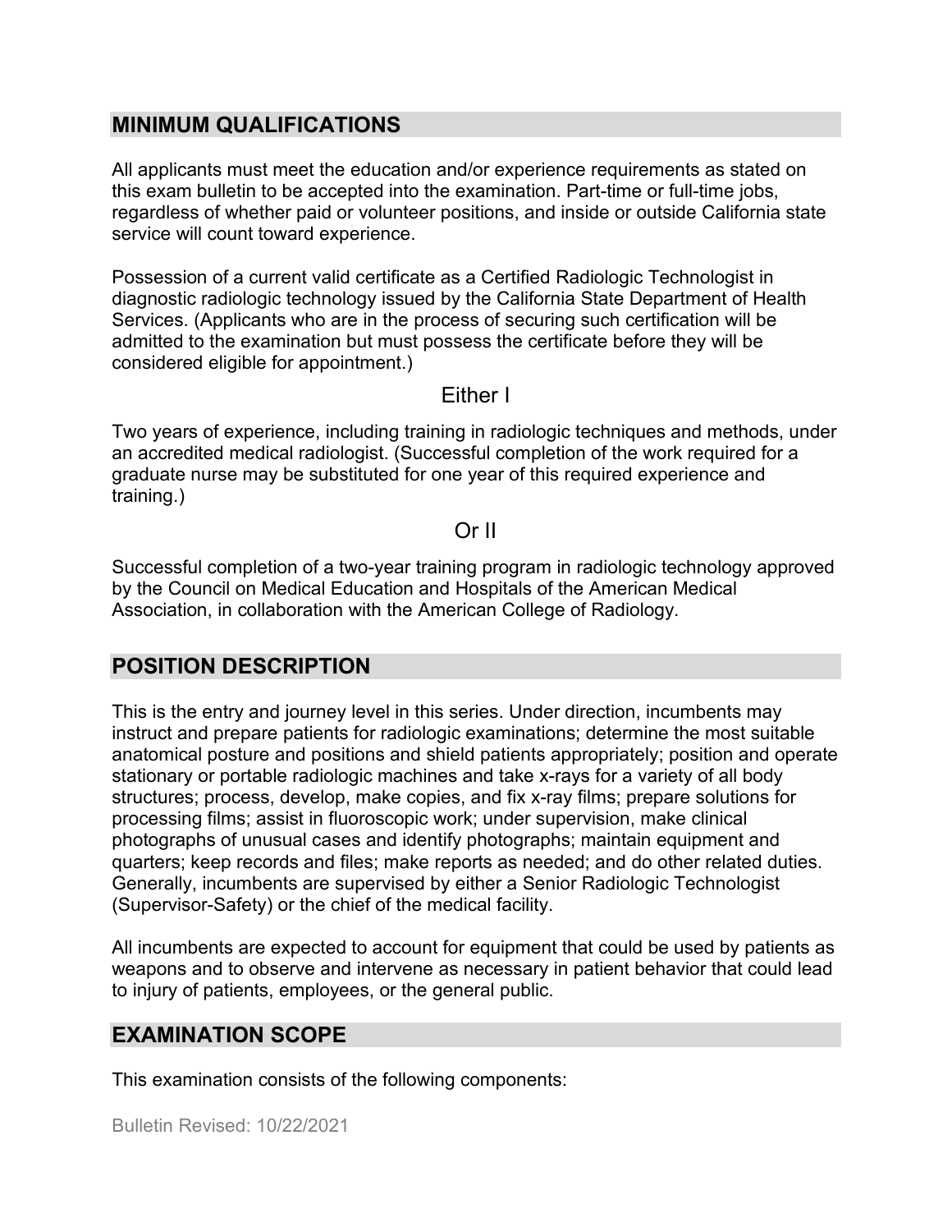## MINIMUM QUALIFICATIONS

All applicants must meet the education and/or experience requirements as stated on this exam bulletin to be accepted into the examination. Part-time or full-time jobs, regardless of whether paid or volunteer positions, and inside or outside California state service will count toward experience.

Possession of a current valid certificate as a Certified Radiologic Technologist in diagnostic radiologic technology issued by the California State Department of Health Services. (Applicants who are in the process of securing such certification will be admitted to the examination but must possess the certificate before they will be considered eligible for appointment.)

### Either I

Two years of experience, including training in radiologic techniques and methods, under an accredited medical radiologist. (Successful completion of the work required for a graduate nurse may be substituted for one year of this required experience and training.)

### Or II

Successful completion of a two-year training program in radiologic technology approved by the Council on Medical Education and Hospitals of the American Medical Association, in collaboration with the American College of Radiology.

## POSITION DESCRIPTION

This is the entry and journey level in this series. Under direction, incumbents may instruct and prepare patients for radiologic examinations; determine the most suitable anatomical posture and positions and shield patients appropriately; position and operate stationary or portable radiologic machines and take x-rays for a variety of all body structures; process, develop, make copies, and fix x-ray films; prepare solutions for processing films; assist in fluoroscopic work; under supervision, make clinical photographs of unusual cases and identify photographs; maintain equipment and quarters; keep records and files; make reports as needed; and do other related duties. Generally, incumbents are supervised by either a Senior Radiologic Technologist (Supervisor-Safety) or the chief of the medical facility.

All incumbents are expected to account for equipment that could be used by patients as weapons and to observe and intervene as necessary in patient behavior that could lead to injury of patients, employees, or the general public.

## EXAMINATION SCOPE

This examination consists of the following components:

Bulletin Revised: 10/22/2021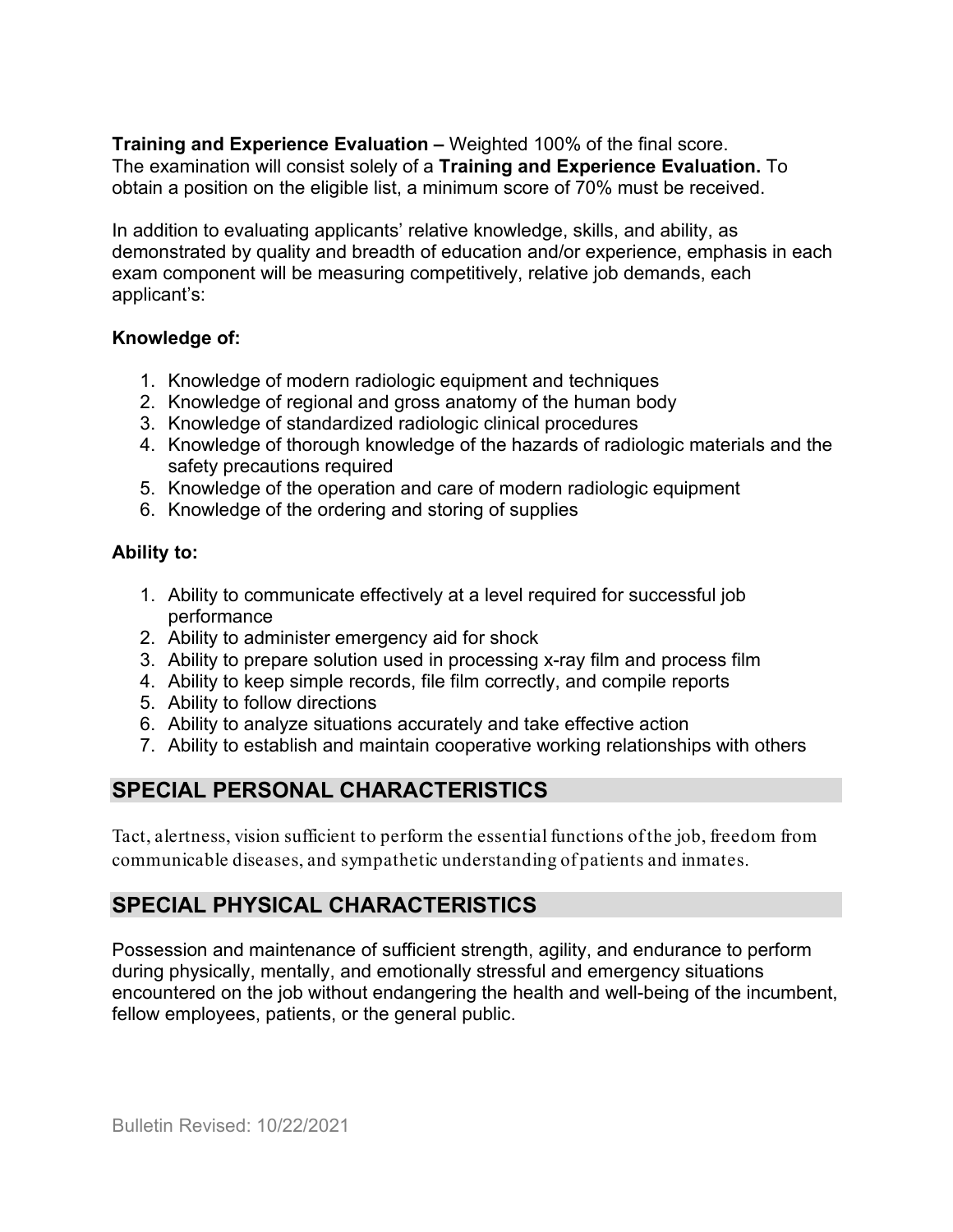**Training and Experience Evaluation –** Weighted 100% of the final score.
The examination will consist solely of a **Training and Experience Evaluation.** To obtain a position on the eligible list, a minimum score of 70% must be received.

In addition to evaluating applicants' relative knowledge, skills, and ability, as demonstrated by quality and breadth of education and/or experience, emphasis in each exam component will be measuring competitively, relative job demands, each applicant's:

**Knowledge of:**

1. Knowledge of modern radiologic equipment and techniques
2. Knowledge of regional and gross anatomy of the human body
3. Knowledge of standardized radiologic clinical procedures
4. Knowledge of thorough knowledge of the hazards of radiologic materials and the safety precautions required
5. Knowledge of the operation and care of modern radiologic equipment
6. Knowledge of the ordering and storing of supplies

**Ability to:**

1. Ability to communicate effectively at a level required for successful job performance
2. Ability to administer emergency aid for shock
3. Ability to prepare solution used in processing x-ray film and process film
4. Ability to keep simple records, file film correctly, and compile reports
5. Ability to follow directions
6. Ability to analyze situations accurately and take effective action
7. Ability to establish and maintain cooperative working relationships with others

## SPECIAL PERSONAL CHARACTERISTICS

Tact, alertness, vision sufficient to perform the essential functions of the job, freedom from communicable diseases, and sympathetic understanding of patients and inmates.

## SPECIAL PHYSICAL CHARACTERISTICS

Possession and maintenance of sufficient strength, agility, and endurance to perform during physically, mentally, and emotionally stressful and emergency situations encountered on the job without endangering the health and well-being of the incumbent, fellow employees, patients, or the general public.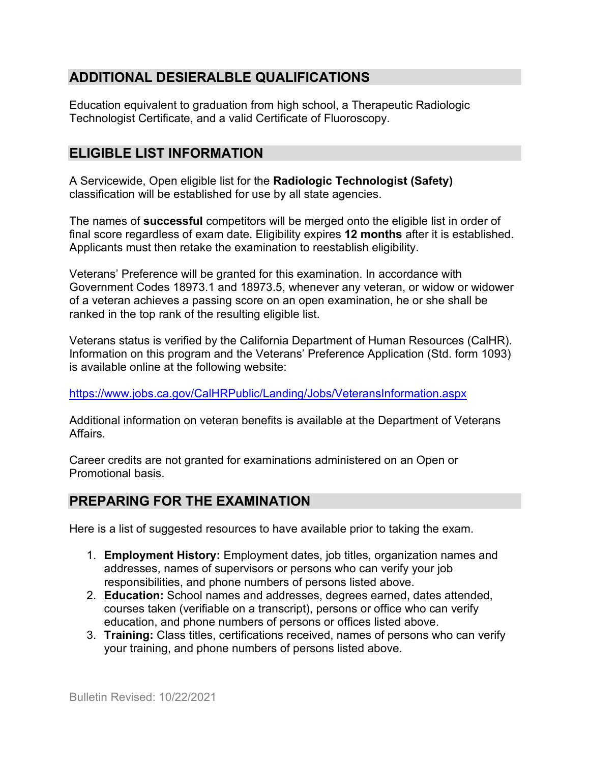## ADDITIONAL DESIERALBLE QUALIFICATIONS

Education equivalent to graduation from high school, a Therapeutic Radiologic Technologist Certificate, and a valid Certificate of Fluoroscopy.

## ELIGIBLE LIST INFORMATION

A Servicewide, Open eligible list for the **Radiologic Technologist (Safety)** classification will be established for use by all state agencies.

The names of **successful** competitors will be merged onto the eligible list in order of final score regardless of exam date. Eligibility expires **12 months** after it is established. Applicants must then retake the examination to reestablish eligibility.

Veterans' Preference will be granted for this examination. In accordance with Government Codes 18973.1 and 18973.5, whenever any veteran, or widow or widower of a veteran achieves a passing score on an open examination, he or she shall be ranked in the top rank of the resulting eligible list.

Veterans status is verified by the California Department of Human Resources (CalHR). Information on this program and the Veterans' Preference Application (Std. form 1093) is available online at the following website:

https://www.jobs.ca.gov/CalHRPublic/Landing/Jobs/VeteransInformation.aspx

Additional information on veteran benefits is available at the Department of Veterans Affairs.

Career credits are not granted for examinations administered on an Open or Promotional basis.

## PREPARING FOR THE EXAMINATION

Here is a list of suggested resources to have available prior to taking the exam.

1. **Employment History:** Employment dates, job titles, organization names and addresses, names of supervisors or persons who can verify your job responsibilities, and phone numbers of persons listed above.
2. **Education:** School names and addresses, degrees earned, dates attended, courses taken (verifiable on a transcript), persons or office who can verify education, and phone numbers of persons or offices listed above.
3. **Training:** Class titles, certifications received, names of persons who can verify your training, and phone numbers of persons listed above.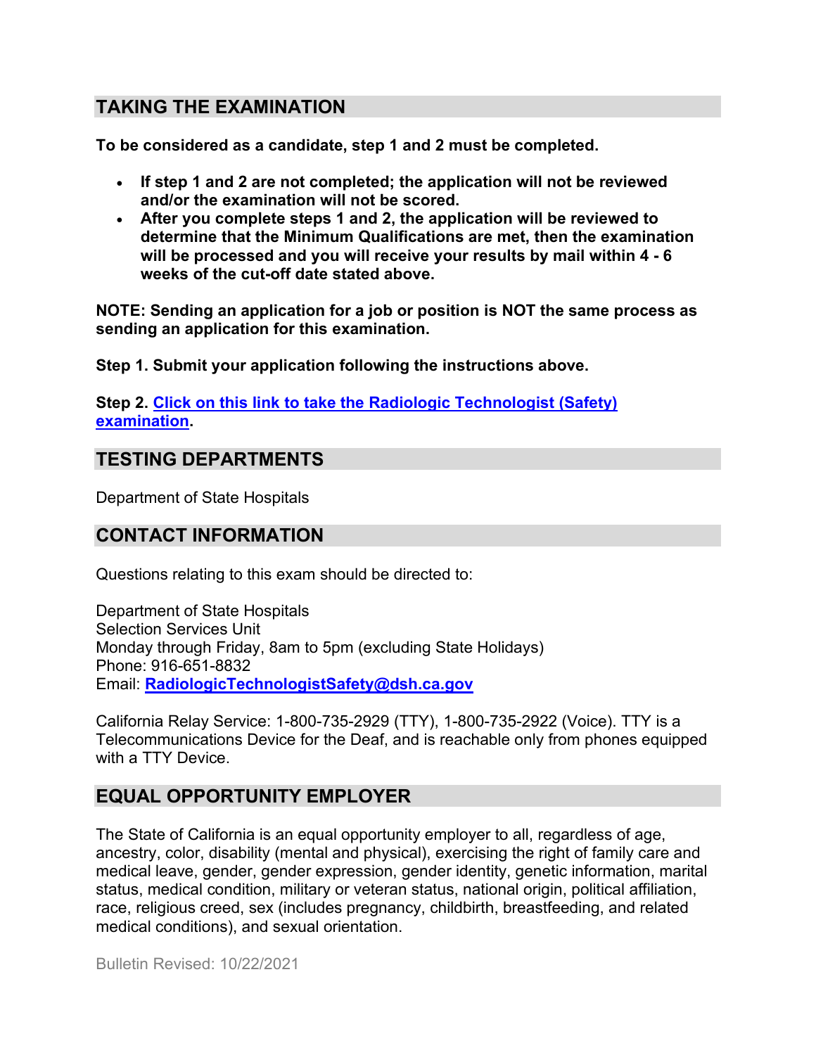## TAKING THE EXAMINATION

**To be considered as a candidate, step 1 and 2 must be completed.**

- **If step 1 and 2 are not completed; the application will not be reviewed and/or the examination will not be scored.**
- **After you complete steps 1 and 2, the application will be reviewed to determine that the Minimum Qualifications are met, then the examination will be processed and you will receive your results by mail within 4 - 6 weeks of the cut-off date stated above.**

**NOTE: Sending an application for a job or position is NOT the same process as sending an application for this examination.**

**Step 1. Submit your application following the instructions above.**

**Step 2. Click on this link to take the Radiologic Technologist (Safety) examination.**

## TESTING DEPARTMENTS

Department of State Hospitals

## CONTACT INFORMATION

Questions relating to this exam should be directed to:

Department of State Hospitals
Selection Services Unit
Monday through Friday, 8am to 5pm (excluding State Holidays)
Phone: 916-651-8832
Email: **RadiologicTechnologistSafety@dsh.ca.gov**

California Relay Service: 1-800-735-2929 (TTY), 1-800-735-2922 (Voice). TTY is a Telecommunications Device for the Deaf, and is reachable only from phones equipped with a TTY Device.

## EQUAL OPPORTUNITY EMPLOYER

The State of California is an equal opportunity employer to all, regardless of age, ancestry, color, disability (mental and physical), exercising the right of family care and medical leave, gender, gender expression, gender identity, genetic information, marital status, medical condition, military or veteran status, national origin, political affiliation, race, religious creed, sex (includes pregnancy, childbirth, breastfeeding, and related medical conditions), and sexual orientation.

Bulletin Revised: 10/22/2021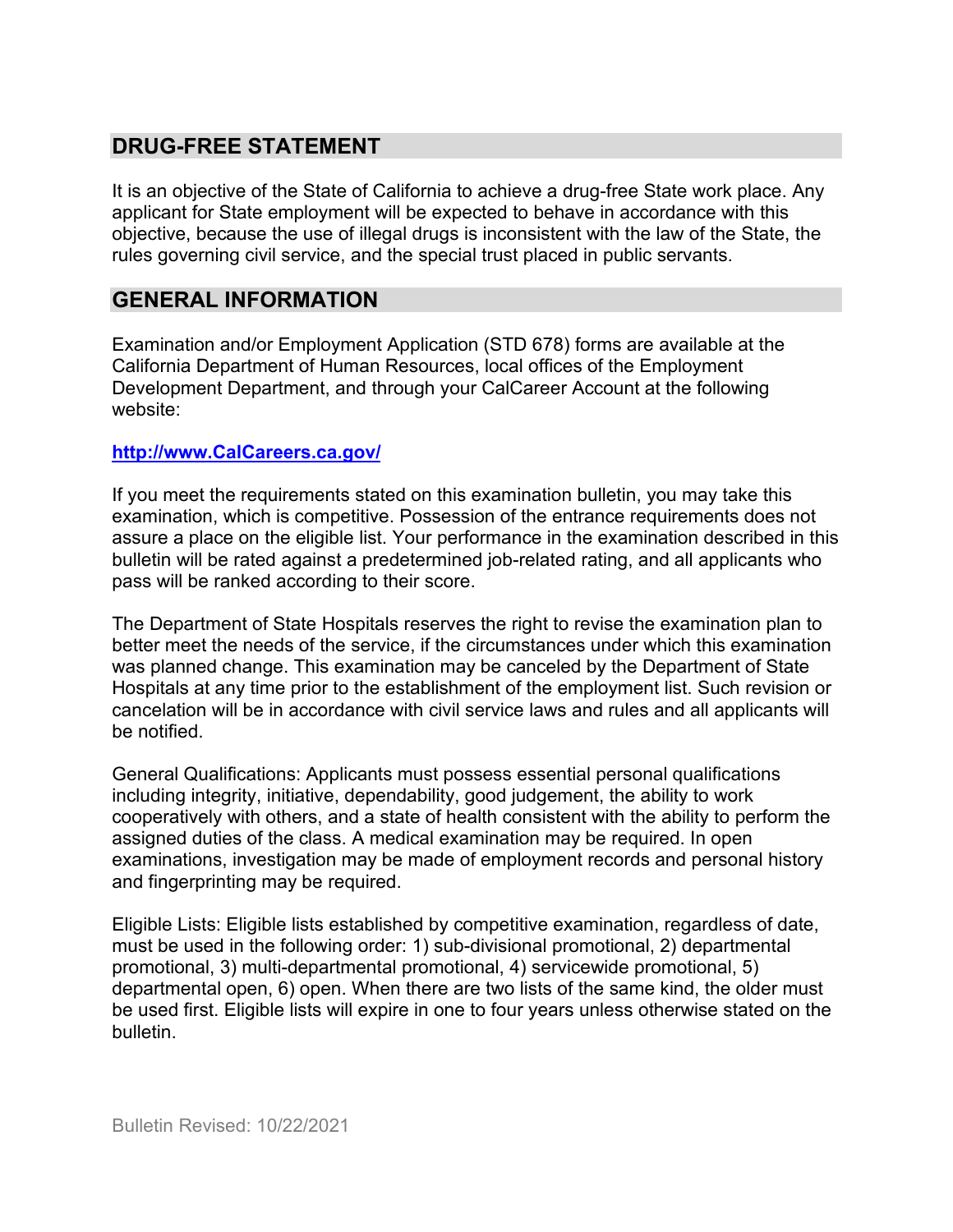## DRUG-FREE STATEMENT

It is an objective of the State of California to achieve a drug-free State work place. Any applicant for State employment will be expected to behave in accordance with this objective, because the use of illegal drugs is inconsistent with the law of the State, the rules governing civil service, and the special trust placed in public servants.

## GENERAL INFORMATION

Examination and/or Employment Application (STD 678) forms are available at the California Department of Human Resources, local offices of the Employment Development Department, and through your CalCareer Account at the following website:

**http://www.CalCareers.ca.gov/**

If you meet the requirements stated on this examination bulletin, you may take this examination, which is competitive. Possession of the entrance requirements does not assure a place on the eligible list. Your performance in the examination described in this bulletin will be rated against a predetermined job-related rating, and all applicants who pass will be ranked according to their score.

The Department of State Hospitals reserves the right to revise the examination plan to better meet the needs of the service, if the circumstances under which this examination was planned change. This examination may be canceled by the Department of State Hospitals at any time prior to the establishment of the employment list. Such revision or cancelation will be in accordance with civil service laws and rules and all applicants will be notified.

General Qualifications: Applicants must possess essential personal qualifications including integrity, initiative, dependability, good judgement, the ability to work cooperatively with others, and a state of health consistent with the ability to perform the assigned duties of the class. A medical examination may be required. In open examinations, investigation may be made of employment records and personal history and fingerprinting may be required.

Eligible Lists: Eligible lists established by competitive examination, regardless of date, must be used in the following order: 1) sub-divisional promotional, 2) departmental promotional, 3) multi-departmental promotional, 4) servicewide promotional, 5) departmental open, 6) open. When there are two lists of the same kind, the older must be used first. Eligible lists will expire in one to four years unless otherwise stated on the bulletin.

Bulletin Revised: 10/22/2021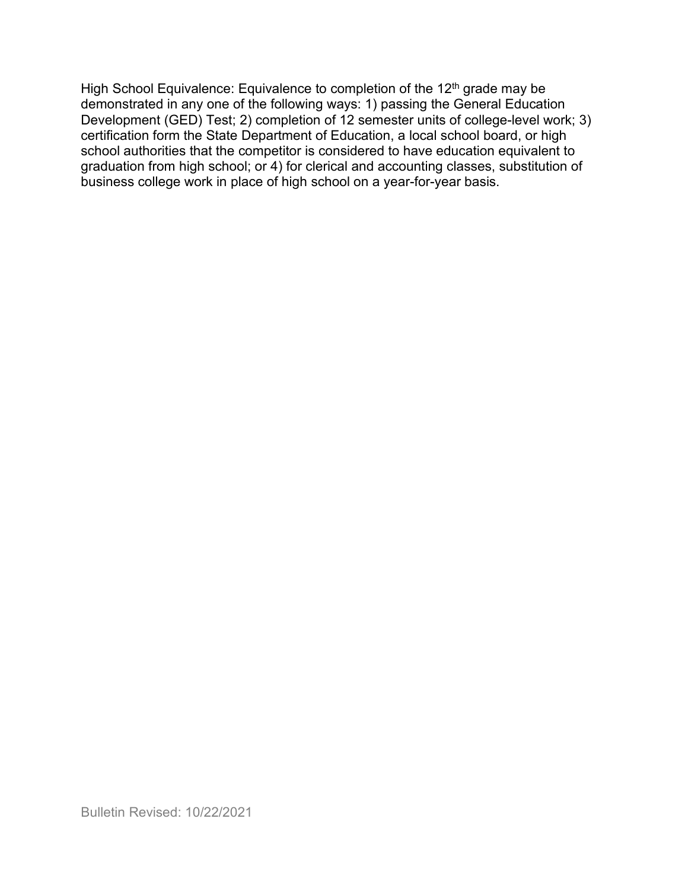High School Equivalence: Equivalence to completion of the 12th grade may be demonstrated in any one of the following ways: 1) passing the General Education Development (GED) Test; 2) completion of 12 semester units of college-level work; 3) certification form the State Department of Education, a local school board, or high school authorities that the competitor is considered to have education equivalent to graduation from high school; or 4) for clerical and accounting classes, substitution of business college work in place of high school on a year-for-year basis.

Bulletin Revised: 10/22/2021